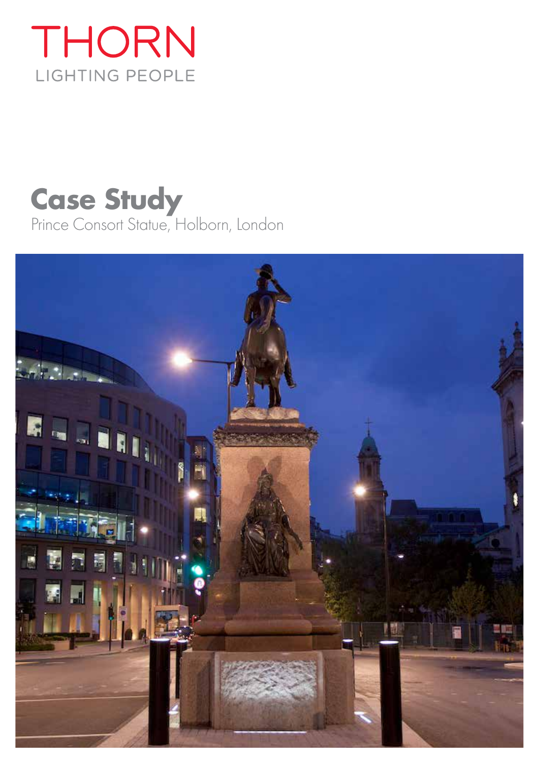THORN

LIGHTING PEOPLE

# Case Study

Prince Consort Statue, Holborn, London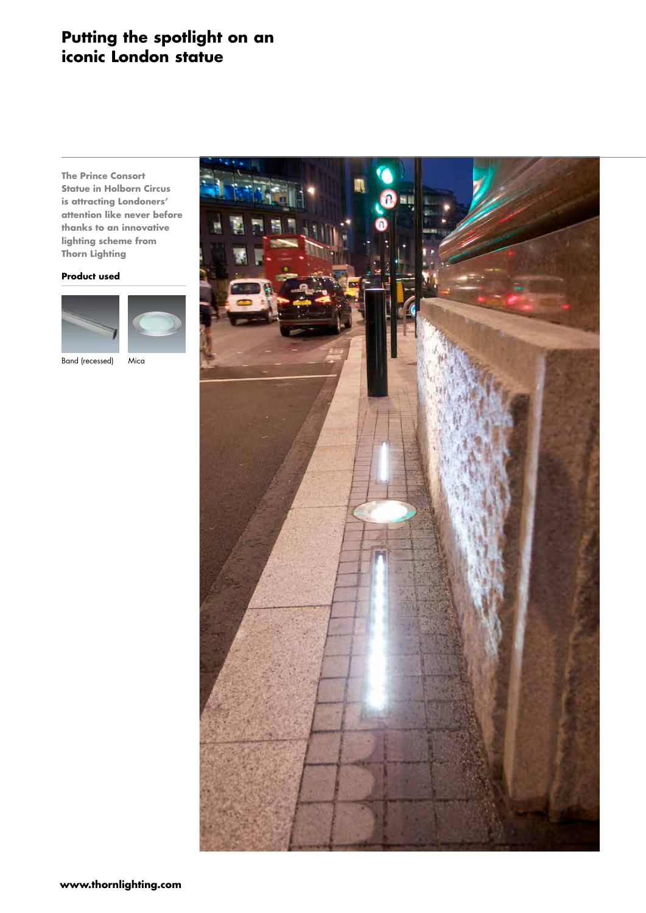# Putting the spotlight on an iconic London statue

**The Prince Consort Statue in Holborn Circus is attracting Londoners' attention like never before thanks to an innovative lighting scheme from Thorn Lighting**

**Product used**

Band (recessed)

Mica

www.thornlighting.com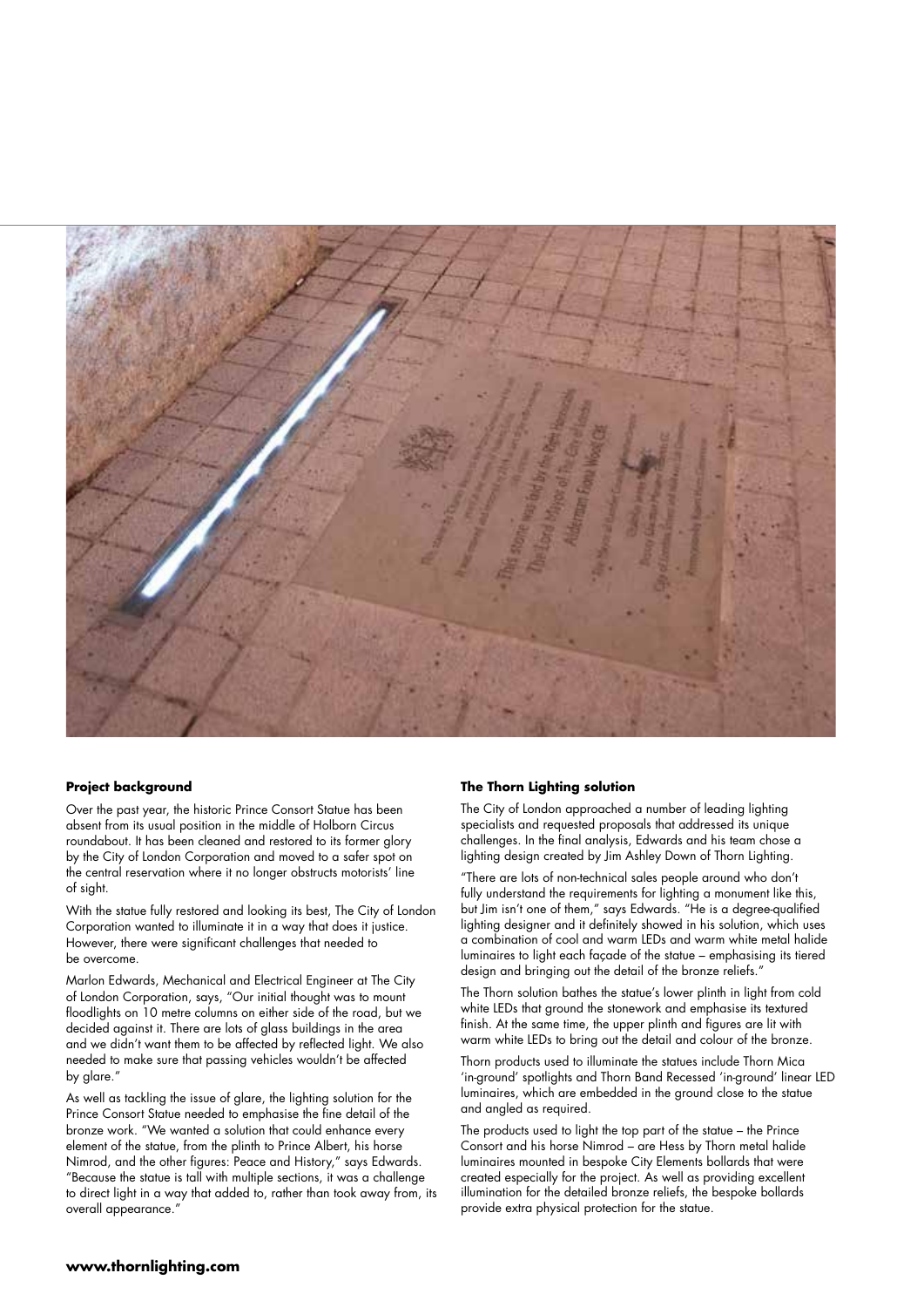### Project background

Over the past year, the historic Prince Consort Statue has been absent from its usual position in the middle of Holborn Circus roundabout. It has been cleaned and restored to its former glory by the City of London Corporation and moved to a safer spot on the central reservation where it no longer obstructs motorists' line of sight.

With the statue fully restored and looking its best, The City of London Corporation wanted to illuminate it in a way that does it justice. However, there were significant challenges that needed to be overcome.

Marlon Edwards, Mechanical and Electrical Engineer at The City of London Corporation, says, "Our initial thought was to mount floodlights on 10 metre columns on either side of the road, but we decided against it. There are lots of glass buildings in the area and we didn't want them to be affected by reflected light. We also needed to make sure that passing vehicles wouldn't be affected by glare."

As well as tackling the issue of glare, the lighting solution for the Prince Consort Statue needed to emphasise the fine detail of the bronze work. "We wanted a solution that could enhance every element of the statue, from the plinth to Prince Albert, his horse Nimrod, and the other figures: Peace and History," says Edwards. "Because the statue is tall with multiple sections, it was a challenge to direct light in a way that added to, rather than took away from, its overall appearance."

### The Thorn Lighting solution

The City of London approached a number of leading lighting specialists and requested proposals that addressed its unique challenges. In the final analysis, Edwards and his team chose a lighting design created by Jim Ashley Down of Thorn Lighting.

"There are lots of non-technical sales people around who don't fully understand the requirements for lighting a monument like this, but Jim isn't one of them," says Edwards. "He is a degree-qualified lighting designer and it definitely showed in his solution, which uses a combination of cool and warm LEDs and warm white metal halide luminaires to light each façade of the statue – emphasising its tiered design and bringing out the detail of the bronze reliefs."

The Thorn solution bathes the statue's lower plinth in light from cold white LEDs that ground the stonework and emphasise its textured finish. At the same time, the upper plinth and figures are lit with warm white LEDs to bring out the detail and colour of the bronze.

Thorn products used to illuminate the statues include Thorn Mica 'in-ground' spotlights and Thorn Band Recessed 'in-ground' linear LED luminaires, which are embedded in the ground close to the statue and angled as required.

The products used to light the top part of the statue – the Prince Consort and his horse Nimrod – are Hess by Thorn metal halide luminaires mounted in bespoke City Elements bollards that were created especially for the project. As well as providing excellent illumination for the detailed bronze reliefs, the bespoke bollards provide extra physical protection for the statue.

**www.thornlighting.com**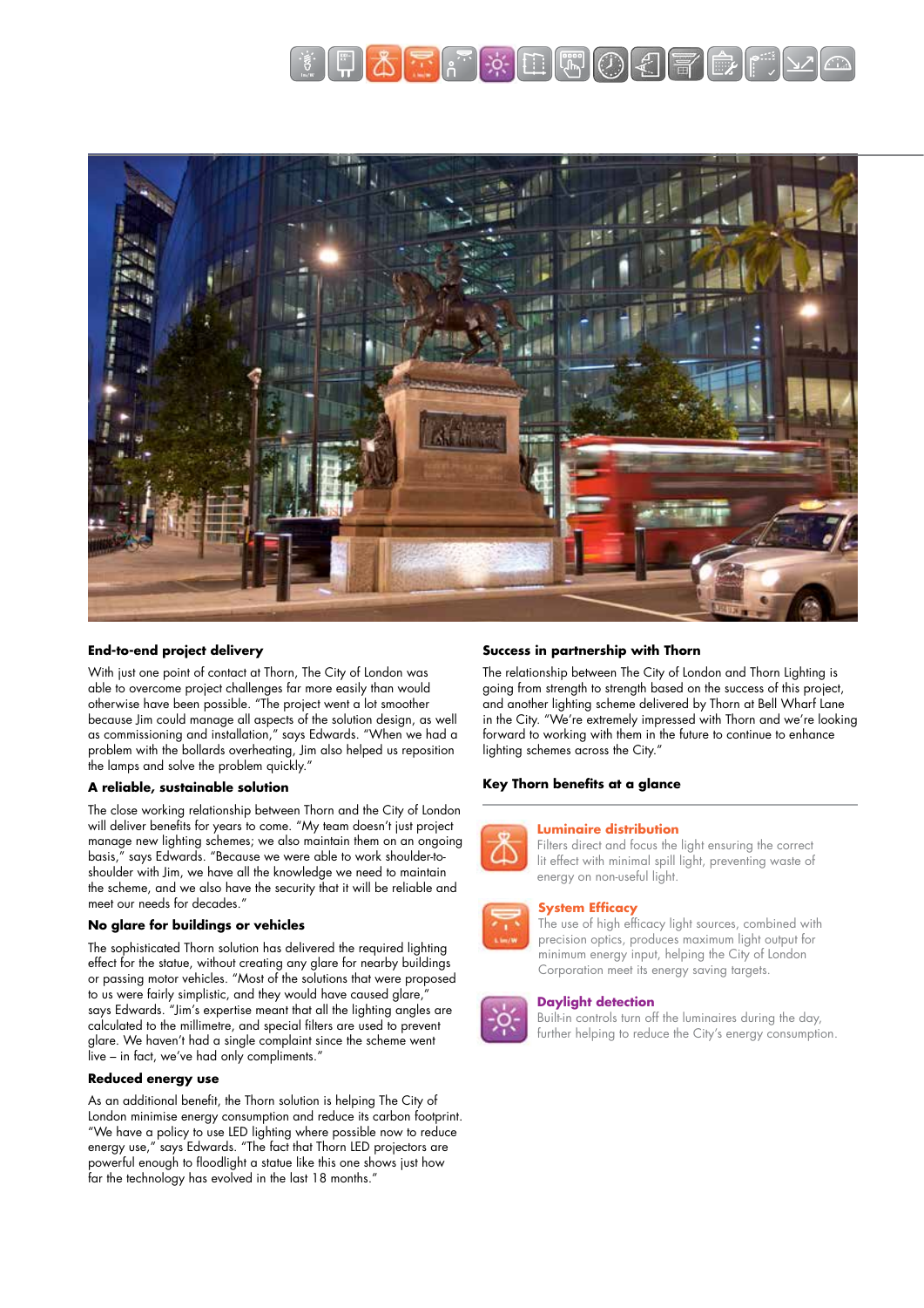## End-to-end project delivery

With just one point of contact at Thorn, The City of London was able to overcome project challenges far more easily than would otherwise have been possible. "The project went a lot smoother because Jim could manage all aspects of the solution design, as well as commissioning and installation," says Edwards. "When we had a problem with the bollards overheating, Jim also helped us reposition the lamps and solve the problem quickly."

## A reliable, sustainable solution

The close working relationship between Thorn and the City of London will deliver benefits for years to come. "My team doesn't just project manage new lighting schemes; we also maintain them on an ongoing basis," says Edwards. "Because we were able to work shoulder-to-shoulder with Jim, we have all the knowledge we need to maintain the scheme, and we also have the security that it will be reliable and meet our needs for decades."

## No glare for buildings or vehicles

The sophisticated Thorn solution has delivered the required lighting effect for the statue, without creating any glare for nearby buildings or passing motor vehicles. "Most of the solutions that were proposed to us were fairly simplistic, and they would have caused glare," says Edwards. "Jim's expertise meant that all the lighting angles are calculated to the millimetre, and special filters are used to prevent glare. We haven't had a single complaint since the scheme went live – in fact, we've had only compliments."

## Reduced energy use

As an additional benefit, the Thorn solution is helping The City of London minimise energy consumption and reduce its carbon footprint. "We have a policy to use LED lighting where possible now to reduce energy use," says Edwards. "The fact that Thorn LED projectors are powerful enough to floodlight a statue like this one shows just how far the technology has evolved in the last 18 months."

## Success in partnership with Thorn

The relationship between The City of London and Thorn Lighting is going from strength to strength based on the success of this project, and another lighting scheme delivered by Thorn at Bell Wharf Lane in the City. "We're extremely impressed with Thorn and we're looking forward to working with them in the future to continue to enhance lighting schemes across the City."

## Key Thorn benefits at a glance

**Luminaire distribution**
Filters direct and focus the light ensuring the correct lit effect with minimal spill light, preventing waste of energy on non-useful light.

**System Efficacy**
The use of high efficacy light sources, combined with precision optics, produces maximum light output for minimum energy input, helping the City of London Corporation meet its energy saving targets.

**Daylight detection**
Built-in controls turn off the luminaires during the day, further helping to reduce the City's energy consumption.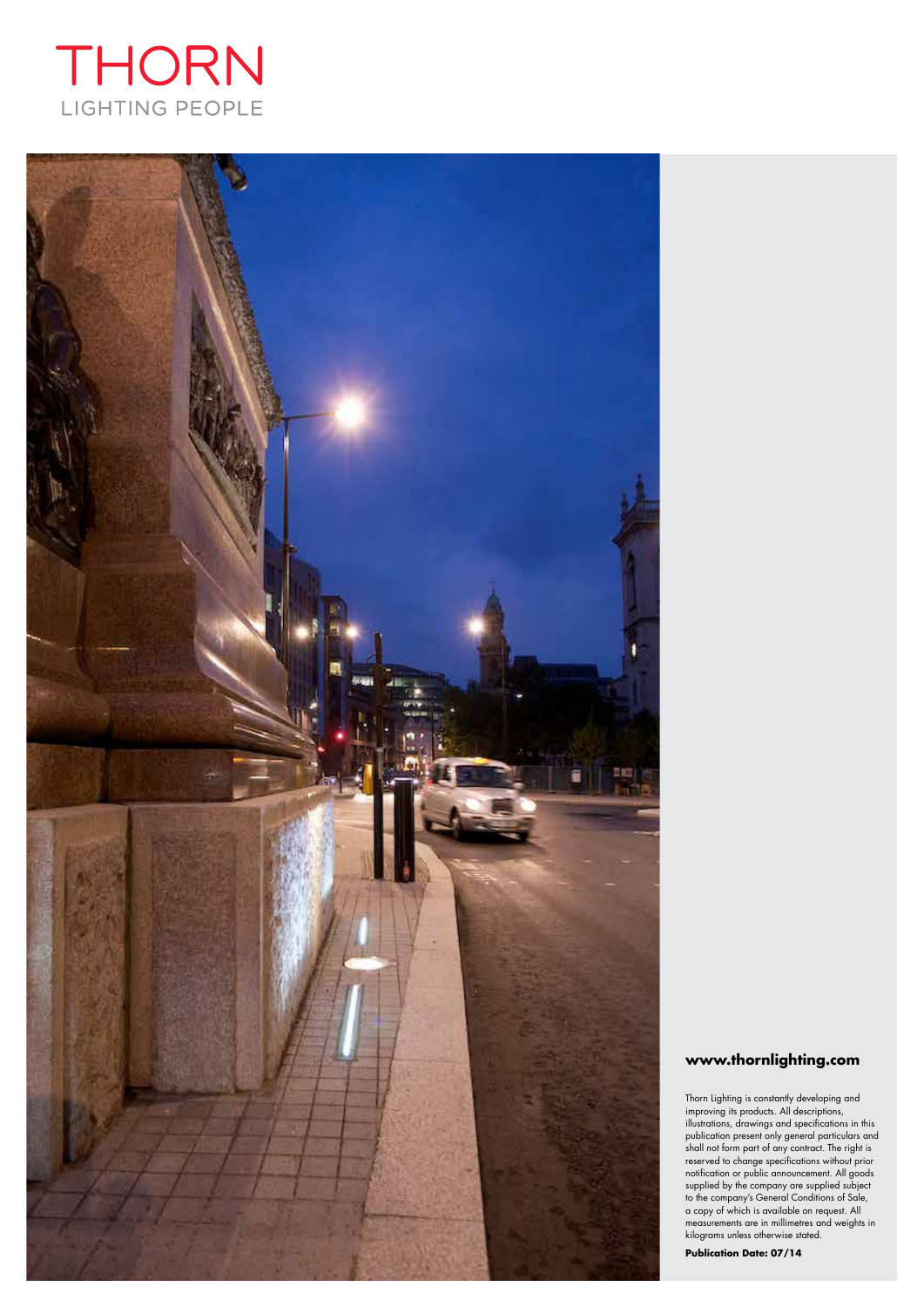# THORN

LIGHTING PEOPLE

**www.thornlighting.com**

Thorn Lighting is constantly developing and improving its products. All descriptions, illustrations, drawings and specifications in this publication present only general particulars and shall not form part of any contract. The right is reserved to change specifications without prior notification or public announcement. All goods supplied by the company are supplied subject to the company's General Conditions of Sale, a copy of which is available on request. All measurements are in millimetres and weights in kilograms unless otherwise stated.

**Publication Date: 07/14**